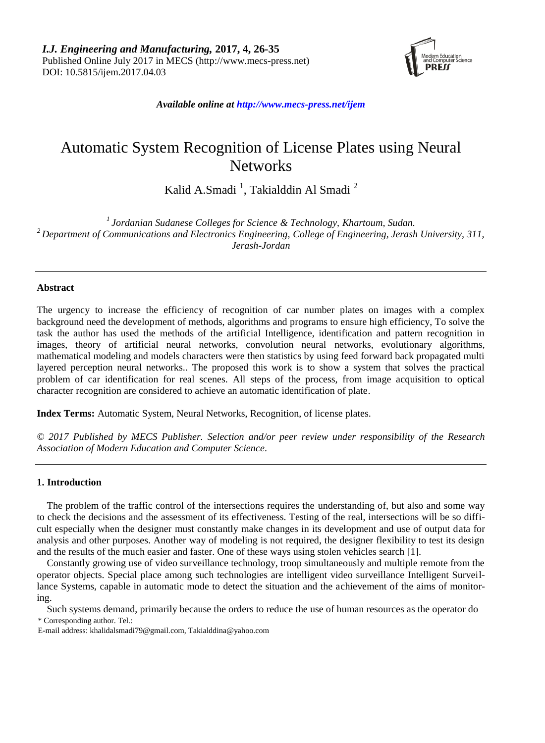I.J. Engineering and Manufacturing, 2017, 4, 26-35
Published Online July 2017 in MECS (http://www.mecs-press.net)
DOI: 10.5815/ijem.2017.04.03

*Available online at http://www.mecs-press.net/ijem*

# Automatic System Recognition of License Plates using Neural Networks

Kalid A.Smadi [1], Takialddin Al Smadi [2]

[1] *Jordanian Sudanese Colleges for Science & Technology, Khartoum, Sudan.*
[2] *Department of Communications and Electronics Engineering, College of Engineering, Jerash University, 311, Jerash-Jordan*

---

**Abstract**

The urgency to increase the efficiency of recognition of car number plates on images with a complex background need the development of methods, algorithms and programs to ensure high efficiency, To solve the task the author has used the methods of the artificial Intelligence, identification and pattern recognition in images, theory of artificial neural networks, convolution neural networks, evolutionary algorithms, mathematical modeling and models characters were then statistics by using feed forward back propagated multi layered perception neural networks.. The proposed this work is to show a system that solves the practical problem of car identification for real scenes. All steps of the process, from image acquisition to optical character recognition are considered to achieve an automatic identification of plate.

**Index Terms:** Automatic System, Neural Networks, Recognition, of license plates.

*© 2017 Published by MECS Publisher. Selection and/or peer review under responsibility of the Research Association of Modern Education and Computer Science.*

---

## 1. Introduction

The problem of the traffic control of the intersections requires the understanding of, but also and some way to check the decisions and the assessment of its effectiveness. Testing of the real, intersections will be so difficult especially when the designer must constantly make changes in its development and use of output data for analysis and other purposes. Another way of modeling is not required, the designer flexibility to test its design and the results of the much easier and faster. One of these ways using stolen vehicles search [1].

Constantly growing use of video surveillance technology, troop simultaneously and multiple remote from the operator objects. Special place among such technologies are intelligent video surveillance Intelligent Surveillance Systems, capable in automatic mode to detect the situation and the achievement of the aims of monitoring.

Such systems demand, primarily because the orders to reduce the use of human resources as the operator do

\* Corresponding author. Tel.:
E-mail address: khalidalsmadi79@gmail.com, Takialddina@yahoo.com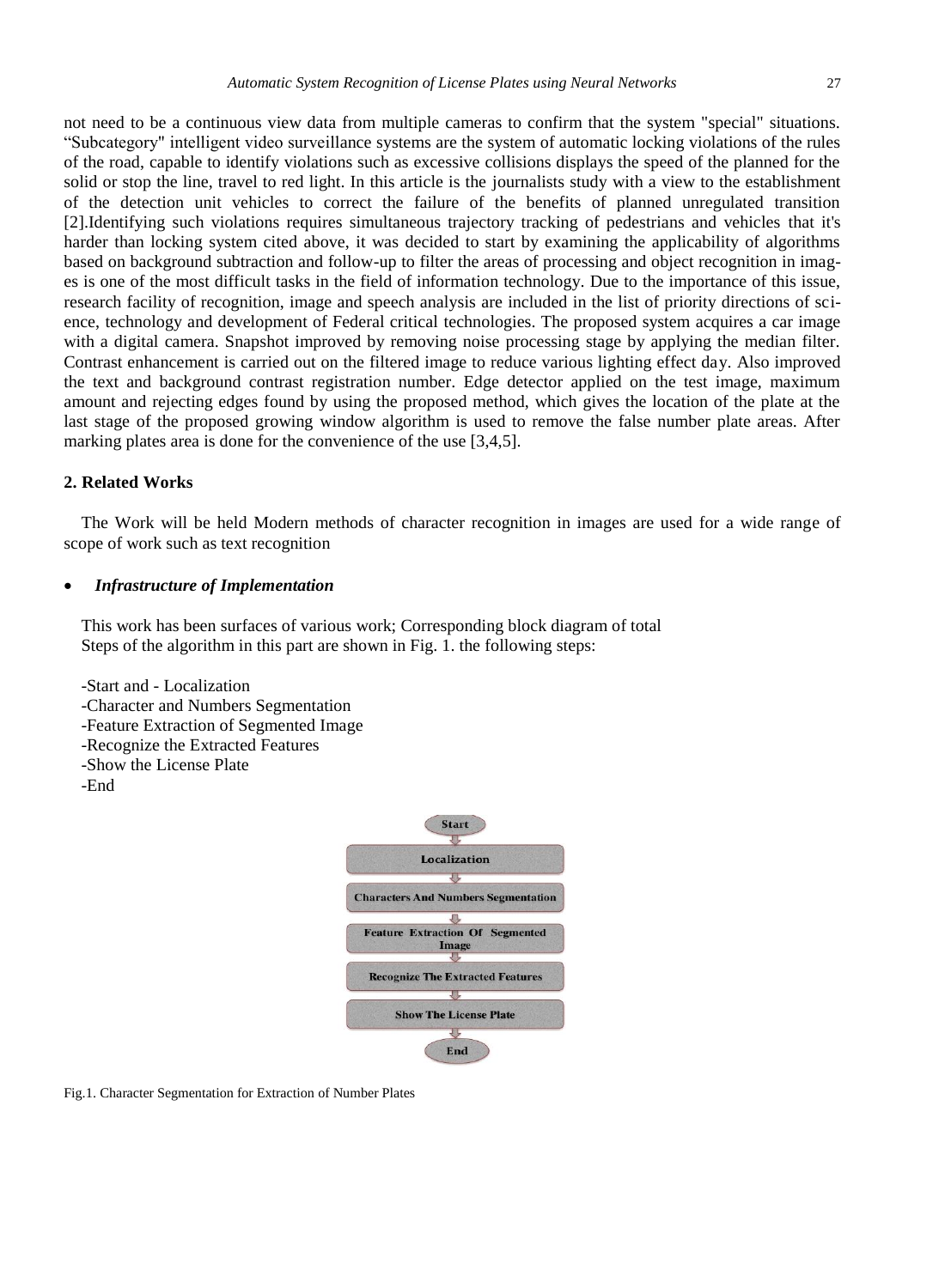not need to be a continuous view data from multiple cameras to confirm that the system "special" situations. "Subcategory" intelligent video surveillance systems are the system of automatic locking violations of the rules of the road, capable to identify violations such as excessive collisions displays the speed of the planned for the solid or stop the line, travel to red light. In this article is the journalists study with a view to the establishment of the detection unit vehicles to correct the failure of the benefits of planned unregulated transition [2].Identifying such violations requires simultaneous trajectory tracking of pedestrians and vehicles that it's harder than locking system cited above, it was decided to start by examining the applicability of algorithms based on background subtraction and follow-up to filter the areas of processing and object recognition in images is one of the most difficult tasks in the field of information technology. Due to the importance of this issue, research facility of recognition, image and speech analysis are included in the list of priority directions of science, technology and development of Federal critical technologies. The proposed system acquires a car image with a digital camera. Snapshot improved by removing noise processing stage by applying the median filter. Contrast enhancement is carried out on the filtered image to reduce various lighting effect day. Also improved the text and background contrast registration number. Edge detector applied on the test image, maximum amount and rejecting edges found by using the proposed method, which gives the location of the plate at the last stage of the proposed growing window algorithm is used to remove the false number plate areas. After marking plates area is done for the convenience of the use [3,4,5].

## 2. Related Works

The Work will be held Modern methods of character recognition in images are used for a wide range of scope of work such as text recognition

- ***Infrastructure of Implementation***

This work has been surfaces of various work; Corresponding block diagram of total Steps of the algorithm in this part are shown in Fig. 1. the following steps:

-Start and - Localization
-Character and Numbers Segmentation
-Feature Extraction of Segmented Image
-Recognize the Extracted Features
-Show the License Plate
-End

Start → Localization → Characters And Numbers Segmentation → Feature Extraction Of Segmented Image → Recognize The Extracted Features → Show The License Plate → End

Fig.1. Character Segmentation for Extraction of Number Plates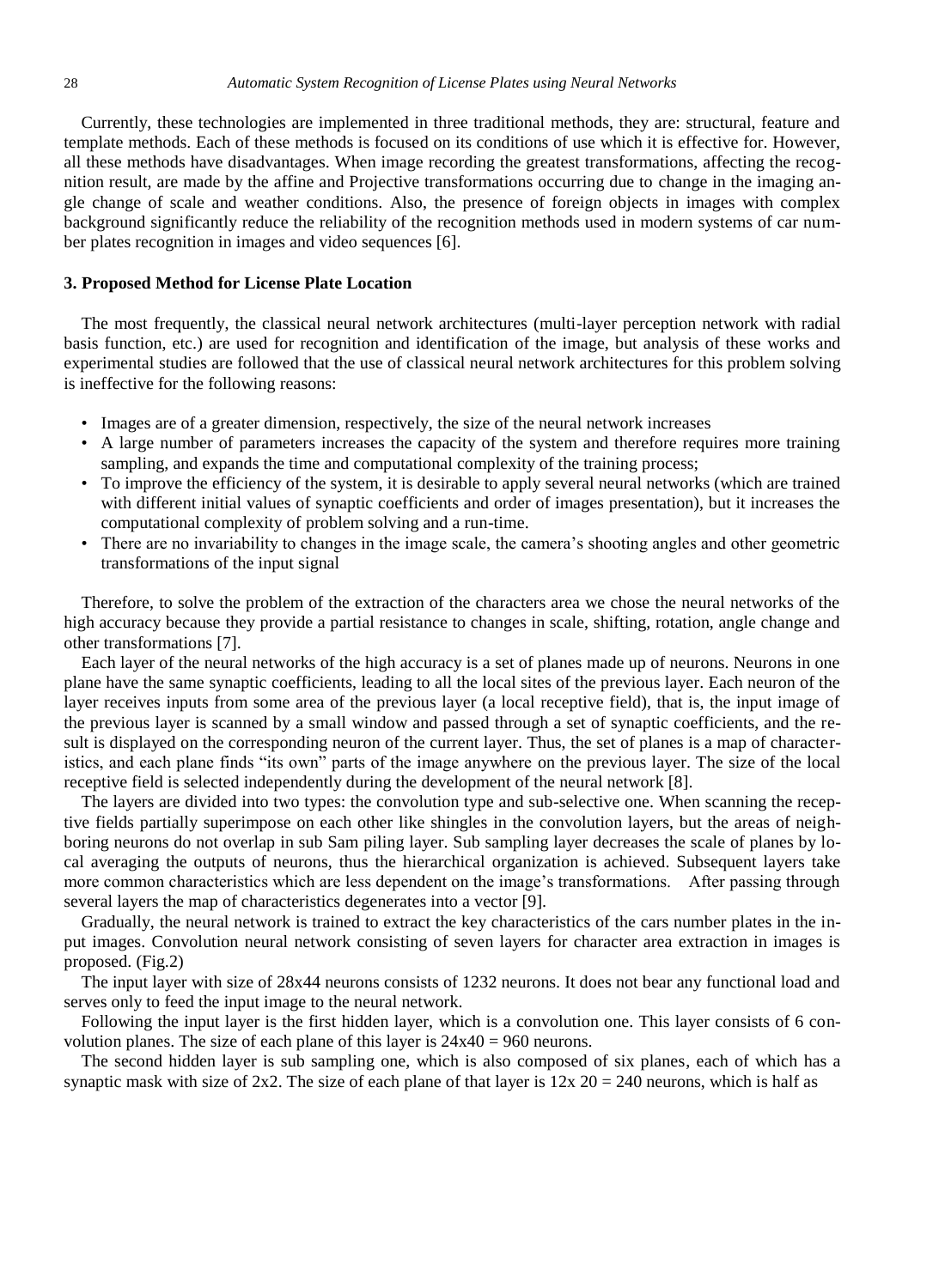Currently, these technologies are implemented in three traditional methods, they are: structural, feature and template methods. Each of these methods is focused on its conditions of use which it is effective for. However, all these methods have disadvantages. When image recording the greatest transformations, affecting the recognition result, are made by the affine and Projective transformations occurring due to change in the imaging angle change of scale and weather conditions. Also, the presence of foreign objects in images with complex background significantly reduce the reliability of the recognition methods used in modern systems of car number plates recognition in images and video sequences [6].

### 3. Proposed Method for License Plate Location

The most frequently, the classical neural network architectures (multi-layer perception network with radial basis function, etc.) are used for recognition and identification of the image, but analysis of these works and experimental studies are followed that the use of classical neural network architectures for this problem solving is ineffective for the following reasons:

- Images are of a greater dimension, respectively, the size of the neural network increases
- A large number of parameters increases the capacity of the system and therefore requires more training sampling, and expands the time and computational complexity of the training process;
- To improve the efficiency of the system, it is desirable to apply several neural networks (which are trained with different initial values of synaptic coefficients and order of images presentation), but it increases the computational complexity of problem solving and a run-time.
- There are no invariability to changes in the image scale, the camera's shooting angles and other geometric transformations of the input signal

Therefore, to solve the problem of the extraction of the characters area we chose the neural networks of the high accuracy because they provide a partial resistance to changes in scale, shifting, rotation, angle change and other transformations [7].

Each layer of the neural networks of the high accuracy is a set of planes made up of neurons. Neurons in one plane have the same synaptic coefficients, leading to all the local sites of the previous layer. Each neuron of the layer receives inputs from some area of the previous layer (a local receptive field), that is, the input image of the previous layer is scanned by a small window and passed through a set of synaptic coefficients, and the result is displayed on the corresponding neuron of the current layer. Thus, the set of planes is a map of characteristics, and each plane finds "its own" parts of the image anywhere on the previous layer. The size of the local receptive field is selected independently during the development of the neural network [8].

The layers are divided into two types: the convolution type and sub-selective one. When scanning the receptive fields partially superimpose on each other like shingles in the convolution layers, but the areas of neighboring neurons do not overlap in sub Sam piling layer. Sub sampling layer decreases the scale of planes by local averaging the outputs of neurons, thus the hierarchical organization is achieved. Subsequent layers take more common characteristics which are less dependent on the image's transformations. After passing through several layers the map of characteristics degenerates into a vector [9].

Gradually, the neural network is trained to extract the key characteristics of the cars number plates in the input images. Convolution neural network consisting of seven layers for character area extraction in images is proposed. (Fig.2)

The input layer with size of 28x44 neurons consists of 1232 neurons. It does not bear any functional load and serves only to feed the input image to the neural network.

Following the input layer is the first hidden layer, which is a convolution one. This layer consists of 6 convolution planes. The size of each plane of this layer is $24x40 = 960$ neurons.

The second hidden layer is sub sampling one, which is also composed of six planes, each of which has a synaptic mask with size of 2x2. The size of each plane of that layer is $12x\ 20 = 240$ neurons, which is half as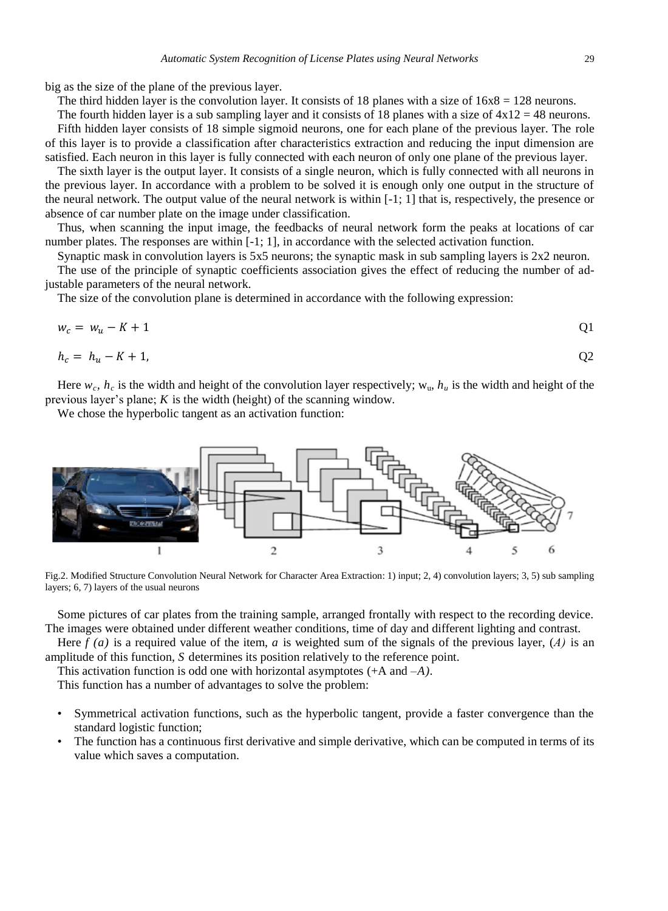big as the size of the plane of the previous layer.

The third hidden layer is the convolution layer. It consists of 18 planes with a size of 16x8 = 128 neurons.

The fourth hidden layer is a sub sampling layer and it consists of 18 planes with a size of 4x12 = 48 neurons.

Fifth hidden layer consists of 18 simple sigmoid neurons, one for each plane of the previous layer. The role of this layer is to provide a classification after characteristics extraction and reducing the input dimension are satisfied. Each neuron in this layer is fully connected with each neuron of only one plane of the previous layer.

The sixth layer is the output layer. It consists of a single neuron, which is fully connected with all neurons in the previous layer. In accordance with a problem to be solved it is enough only one output in the structure of the neural network. The output value of the neural network is within [-1; 1] that is, respectively, the presence or absence of car number plate on the image under classification.

Thus, when scanning the input image, the feedbacks of neural network form the peaks at locations of car number plates. The responses are within [-1; 1], in accordance with the selected activation function.

Synaptic mask in convolution layers is 5x5 neurons; the synaptic mask in sub sampling layers is 2x2 neuron.

The use of the principle of synaptic coefficients association gives the effect of reducing the number of adjustable parameters of the neural network.

The size of the convolution plane is determined in accordance with the following expression:

$$w_c = w_u - K + 1 \tag{Q1}$$

$$h_c = h_u - K + 1, \tag{Q2}$$

Here $w_c$, $h_c$ is the width and height of the convolution layer respectively; $w_u$, $h_u$ is the width and height of the previous layer's plane; $K$ is the width (height) of the scanning window.

We chose the hyperbolic tangent as an activation function:

Fig.2. Modified Structure Convolution Neural Network for Character Area Extraction: 1) input; 2, 4) convolution layers; 3, 5) sub sampling layers; 6, 7) layers of the usual neurons

Some pictures of car plates from the training sample, arranged frontally with respect to the recording device. The images were obtained under different weather conditions, time of day and different lighting and contrast.

Here $f(a)$ is a required value of the item, $a$ is weighted sum of the signals of the previous layer, $(A)$ is an amplitude of this function, $S$ determines its position relatively to the reference point.

This activation function is odd one with horizontal asymptotes ($+A$ and $-A$).

This function has a number of advantages to solve the problem:

- Symmetrical activation functions, such as the hyperbolic tangent, provide a faster convergence than the standard logistic function;
- The function has a continuous first derivative and simple derivative, which can be computed in terms of its value which saves a computation.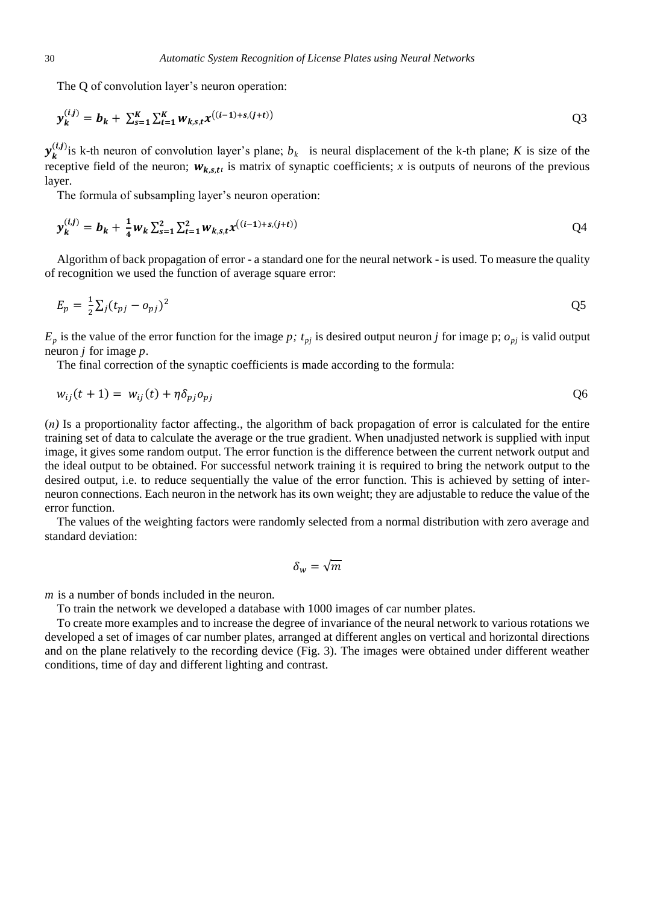The Q of convolution layer's neuron operation:

$$\boldsymbol{y}_{\boldsymbol{k}}^{(\boldsymbol{i},\boldsymbol{j})} = \boldsymbol{b}_{\boldsymbol{k}} + \sum_{s=1}^{K} \sum_{t=1}^{K} \boldsymbol{w}_{\boldsymbol{k},\boldsymbol{s},\boldsymbol{t}} \boldsymbol{x}^{((\boldsymbol{i}-\mathbf{1})+\boldsymbol{s},(\boldsymbol{j}+\boldsymbol{t}))} \quad \text{Q3}$$

$\boldsymbol{y}_{\boldsymbol{k}}^{(\boldsymbol{i},\boldsymbol{j})}$ is k-th neuron of convolution layer's plane; $b_k$ is neural displacement of the k-th plane; $K$ is size of the receptive field of the neuron; $\boldsymbol{w}_{\boldsymbol{k},\boldsymbol{s},\boldsymbol{t}}$ is matrix of synaptic coefficients; $x$ is outputs of neurons of the previous layer.

The formula of subsampling layer's neuron operation:

$$\boldsymbol{y}_{\boldsymbol{k}}^{(\boldsymbol{i},\boldsymbol{j})} = \boldsymbol{b}_{\boldsymbol{k}} + \frac{\mathbf{1}}{\mathbf{4}} \boldsymbol{w}_{\boldsymbol{k}} \sum_{s=1}^{2} \sum_{t=1}^{2} \boldsymbol{w}_{\boldsymbol{k},\boldsymbol{s},\boldsymbol{t}} \boldsymbol{x}^{((\boldsymbol{i}-\mathbf{1})+\boldsymbol{s},(\boldsymbol{j}+\boldsymbol{t}))} \quad \text{Q4}$$

Algorithm of back propagation of error - a standard one for the neural network - is used. To measure the quality of recognition we used the function of average square error:

$$E_p = \frac{1}{2} \sum_j (t_{pj} - o_{pj})^2 \quad \text{Q5}$$

$E_p$ is the value of the error function for the image $p$; $t_{pj}$ is desired output neuron $j$ for image p; $o_{pj}$ is valid output neuron $j$ for image $p$.

The final correction of the synaptic coefficients is made according to the formula:

$$w_{ij}(t+1) = w_{ij}(t) + \eta \delta_{pj} o_{pj} \quad \text{Q6}$$

($n$) Is a proportionality factor affecting., the algorithm of back propagation of error is calculated for the entire training set of data to calculate the average or the true gradient. When unadjusted network is supplied with input image, it gives some random output. The error function is the difference between the current network output and the ideal output to be obtained. For successful network training it is required to bring the network output to the desired output, i.e. to reduce sequentially the value of the error function. This is achieved by setting of inter-neuron connections. Each neuron in the network has its own weight; they are adjustable to reduce the value of the error function.

The values of the weighting factors were randomly selected from a normal distribution with zero average and standard deviation:

$$\delta_w = \sqrt{m}$$

$m$ is a number of bonds included in the neuron.

To train the network we developed a database with 1000 images of car number plates.

To create more examples and to increase the degree of invariance of the neural network to various rotations we developed a set of images of car number plates, arranged at different angles on vertical and horizontal directions and on the plane relatively to the recording device (Fig. 3). The images were obtained under different weather conditions, time of day and different lighting and contrast.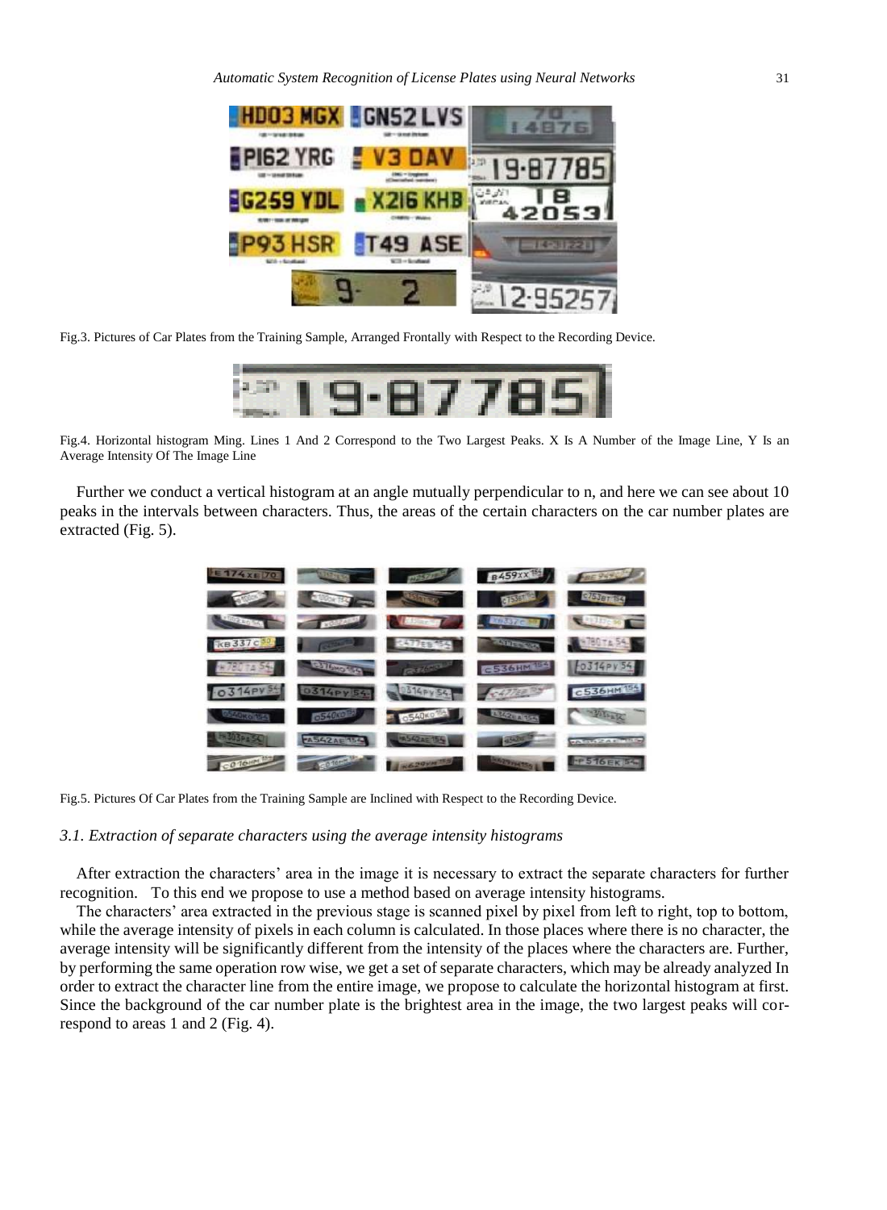Fig.3. Pictures of Car Plates from the Training Sample, Arranged Frontally with Respect to the Recording Device.

Fig.4. Horizontal histogram Ming. Lines 1 And 2 Correspond to the Two Largest Peaks. X Is A Number of the Image Line, Y Is an Average Intensity Of The Image Line

Further we conduct a vertical histogram at an angle mutually perpendicular to n, and here we can see about 10 peaks in the intervals between characters. Thus, the areas of the certain characters on the car number plates are extracted (Fig. 5).

Fig.5. Pictures Of Car Plates from the Training Sample are Inclined with Respect to the Recording Device.

### *3.1. Extraction of separate characters using the average intensity histograms*

After extraction the characters' area in the image it is necessary to extract the separate characters for further recognition. To this end we propose to use a method based on average intensity histograms.

The characters' area extracted in the previous stage is scanned pixel by pixel from left to right, top to bottom, while the average intensity of pixels in each column is calculated. In those places where there is no character, the average intensity will be significantly different from the intensity of the places where the characters are. Further, by performing the same operation row wise, we get a set of separate characters, which may be already analyzed In order to extract the character line from the entire image, we propose to calculate the horizontal histogram at first. Since the background of the car number plate is the brightest area in the image, the two largest peaks will correspond to areas 1 and 2 (Fig. 4).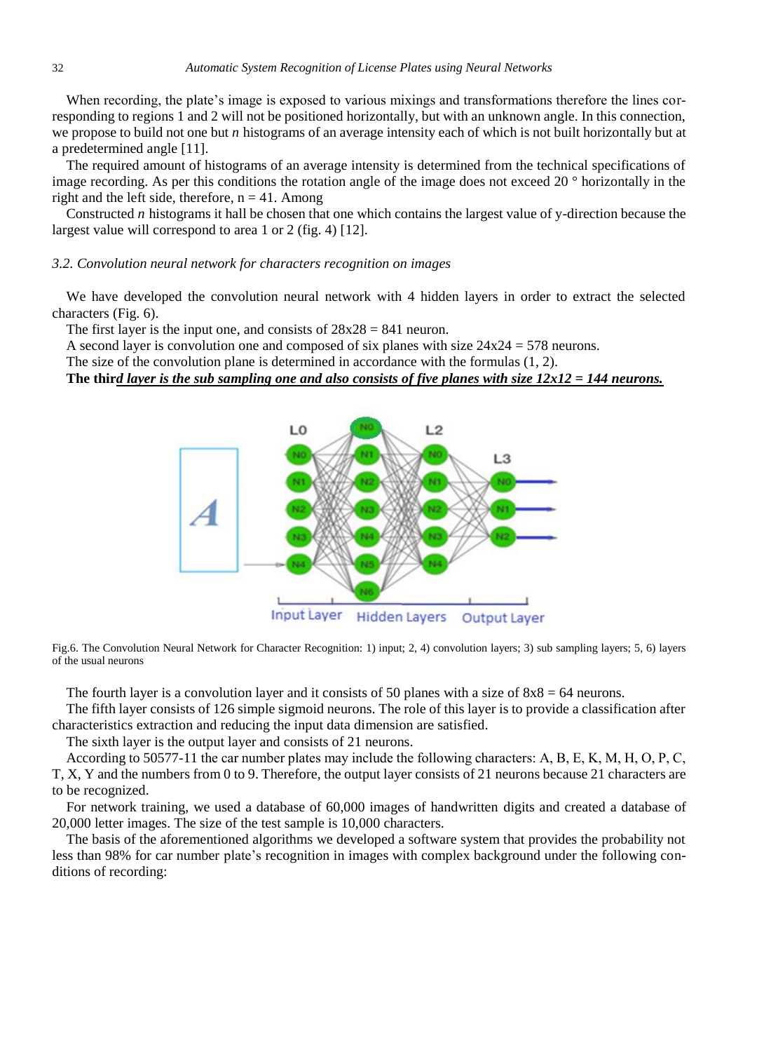When recording, the plate's image is exposed to various mixings and transformations therefore the lines corresponding to regions 1 and 2 will not be positioned horizontally, but with an unknown angle. In this connection, we propose to build not one but *n* histograms of an average intensity each of which is not built horizontally but at a predetermined angle [11].

The required amount of histograms of an average intensity is determined from the technical specifications of image recording. As per this conditions the rotation angle of the image does not exceed 20 ° horizontally in the right and the left side, therefore, n = 41. Among

Constructed *n* histograms it hall be chosen that one which contains the largest value of y-direction because the largest value will correspond to area 1 or 2 (fig. 4) [12].

### *3.2. Convolution neural network for characters recognition on images*

We have developed the convolution neural network with 4 hidden layers in order to extract the selected characters (Fig. 6).

The first layer is the input one, and consists of 28x28 = 841 neuron.

A second layer is convolution one and composed of six planes with size 24x24 = 578 neurons.

The size of the convolution plane is determined in accordance with the formulas (1, 2).

**The thir*<u>d layer is the sub sampling one and also consists of five planes with size 12x12 = 144 neurons.</u>***

Fig.6. The Convolution Neural Network for Character Recognition: 1) input; 2, 4) convolution layers; 3) sub sampling layers; 5, 6) layers of the usual neurons

The fourth layer is a convolution layer and it consists of 50 planes with a size of 8x8 = 64 neurons.

The fifth layer consists of 126 simple sigmoid neurons. The role of this layer is to provide a classification after characteristics extraction and reducing the input data dimension are satisfied.

The sixth layer is the output layer and consists of 21 neurons.

According to 50577-11 the car number plates may include the following characters: A, B, E, K, M, H, O, P, C, T, X, Y and the numbers from 0 to 9. Therefore, the output layer consists of 21 neurons because 21 characters are to be recognized.

For network training, we used a database of 60,000 images of handwritten digits and created a database of 20,000 letter images. The size of the test sample is 10,000 characters.

The basis of the aforementioned algorithms we developed a software system that provides the probability not less than 98% for car number plate's recognition in images with complex background under the following conditions of recording: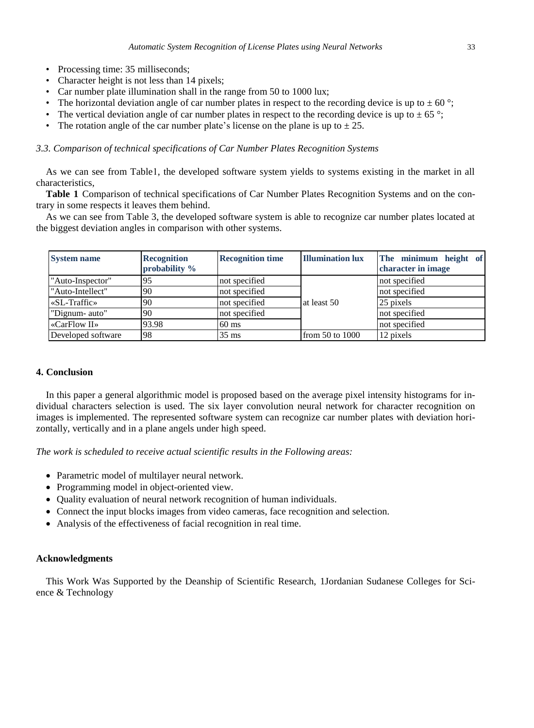- Processing time: 35 milliseconds;
- Character height is not less than 14 pixels;
- Car number plate illumination shall in the range from 50 to 1000 lux;
- The horizontal deviation angle of car number plates in respect to the recording device is up to ± 60 °;
- The vertical deviation angle of car number plates in respect to the recording device is up to ± 65 °;
- The rotation angle of the car number plate's license on the plane is up to ± 25.

### *3.3. Comparison of technical specifications of Car Number Plates Recognition Systems*

As we can see from Table1, the developed software system yields to systems existing in the market in all characteristics,

**Table 1** Comparison of technical specifications of Car Number Plates Recognition Systems and on the contrary in some respects it leaves them behind.

As we can see from Table 3, the developed software system is able to recognize car number plates located at the biggest deviation angles in comparison with other systems.

| System name | Recognition probability % | Recognition time | Illumination lux | The minimum height of character in image |
|---|---|---|---|---|
| "Auto-Inspector" | 95 | not specified | at least 50 | not specified |
| "Auto-Intellect" | 90 | not specified | | not specified |
| «SL-Traffic» | 90 | not specified | | 25 pixels |
| "Dignum- auto" | 90 | not specified | | not specified |
| «CarFlow II» | 93.98 | 60 ms | | not specified |
| Developed software | 98 | 35 ms | from 50 to 1000 | 12 pixels |

## 4. Conclusion

In this paper a general algorithmic model is proposed based on the average pixel intensity histograms for individual characters selection is used. The six layer convolution neural network for character recognition on images is implemented. The represented software system can recognize car number plates with deviation horizontally, vertically and in a plane angels under high speed.

*The work is scheduled to receive actual scientific results in the Following areas:*

- Parametric model of multilayer neural network.
- Programming model in object-oriented view.
- Quality evaluation of neural network recognition of human individuals.
- Connect the input blocks images from video cameras, face recognition and selection.
- Analysis of the effectiveness of facial recognition in real time.

## Acknowledgments

This Work Was Supported by the Deanship of Scientific Research, 1Jordanian Sudanese Colleges for Science & Technology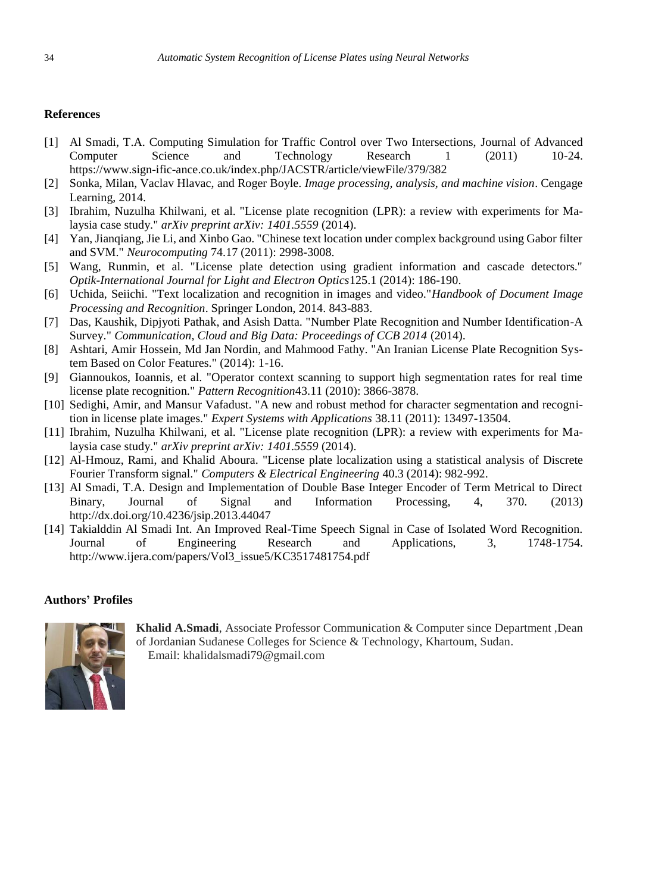## References

[1] Al Smadi, T.A. Computing Simulation for Traffic Control over Two Intersections, Journal of Advanced Computer Science and Technology Research 1 (2011) 10-24. https://www.sign-ific-ance.co.uk/index.php/JACSTR/article/viewFile/379/382

[2] Sonka, Milan, Vaclav Hlavac, and Roger Boyle. *Image processing, analysis, and machine vision*. Cengage Learning, 2014.

[3] Ibrahim, Nuzulha Khilwani, et al. "License plate recognition (LPR): a review with experiments for Malaysia case study." *arXiv preprint arXiv: 1401.5559* (2014).

[4] Yan, Jianqiang, Jie Li, and Xinbo Gao. "Chinese text location under complex background using Gabor filter and SVM." *Neurocomputing* 74.17 (2011): 2998-3008.

[5] Wang, Runmin, et al. "License plate detection using gradient information and cascade detectors." *Optik-International Journal for Light and Electron Optics*125.1 (2014): 186-190.

[6] Uchida, Seiichi. "Text localization and recognition in images and video."*Handbook of Document Image Processing and Recognition*. Springer London, 2014. 843-883.

[7] Das, Kaushik, Dipjyoti Pathak, and Asish Datta. "Number Plate Recognition and Number Identification-A Survey." *Communication, Cloud and Big Data: Proceedings of CCB 2014* (2014).

[8] Ashtari, Amir Hossein, Md Jan Nordin, and Mahmood Fathy. "An Iranian License Plate Recognition System Based on Color Features." (2014): 1-16.

[9] Giannoukos, Ioannis, et al. "Operator context scanning to support high segmentation rates for real time license plate recognition." *Pattern Recognition*43.11 (2010): 3866-3878.

[10] Sedighi, Amir, and Mansur Vafadust. "A new and robust method for character segmentation and recognition in license plate images." *Expert Systems with Applications* 38.11 (2011): 13497-13504.

[11] Ibrahim, Nuzulha Khilwani, et al. "License plate recognition (LPR): a review with experiments for Malaysia case study." *arXiv preprint arXiv: 1401.5559* (2014).

[12] Al-Hmouz, Rami, and Khalid Aboura. "License plate localization using a statistical analysis of Discrete Fourier Transform signal." *Computers & Electrical Engineering* 40.3 (2014): 982-992.

[13] Al Smadi, T.A. Design and Implementation of Double Base Integer Encoder of Term Metrical to Direct Binary, Journal of Signal and Information Processing, 4, 370. (2013) http://dx.doi.org/10.4236/jsip.2013.44047

[14] Takialddin Al Smadi Int. An Improved Real-Time Speech Signal in Case of Isolated Word Recognition. Journal of Engineering Research and Applications, 3, 1748-1754. http://www.ijera.com/papers/Vol3_issue5/KC3517481754.pdf

## Authors' Profiles

**Khalid A.Smadi**, Associate Professor Communication & Computer since Department ,Dean of Jordanian Sudanese Colleges for Science & Technology, Khartoum, Sudan.
Email: khalidalsmadi79@gmail.com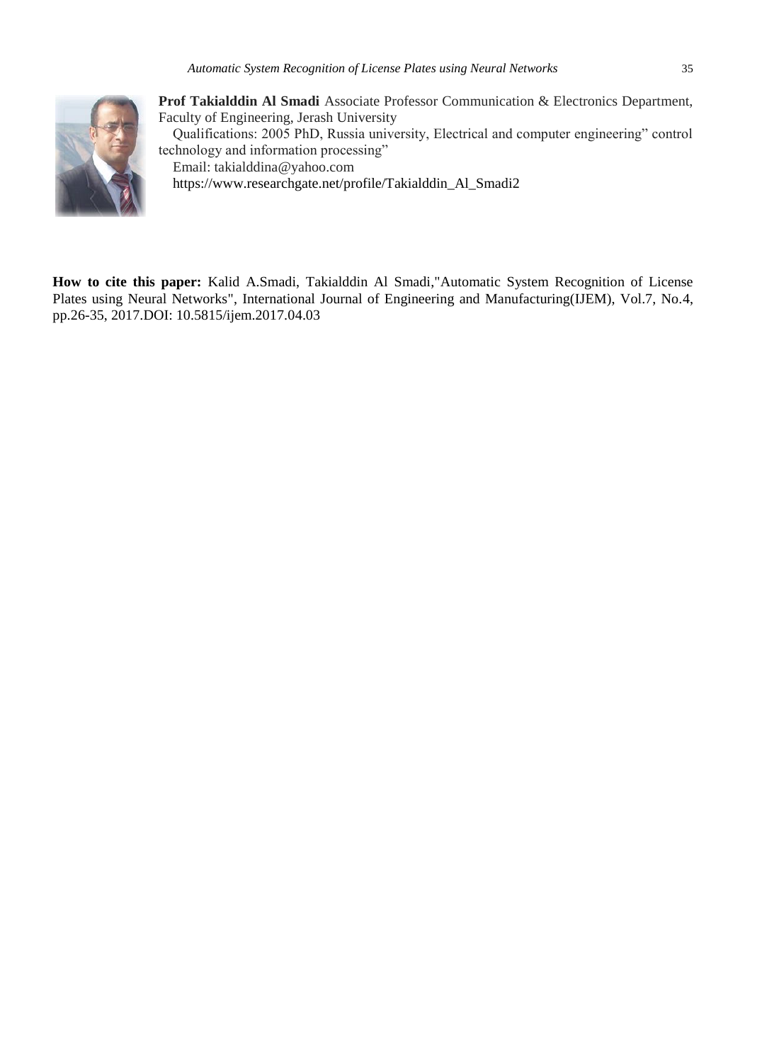**Prof Takialddin Al Smadi** Associate Professor Communication & Electronics Department, Faculty of Engineering, Jerash University

Qualifications: 2005 PhD, Russia university, Electrical and computer engineering" control technology and information processing"

Email: takialddina@yahoo.com

https://www.researchgate.net/profile/Takialddin_Al_Smadi2

**How to cite this paper:** Kalid A.Smadi, Takialddin Al Smadi,"Automatic System Recognition of License Plates using Neural Networks", International Journal of Engineering and Manufacturing(IJEM), Vol.7, No.4, pp.26-35, 2017.DOI: 10.5815/ijem.2017.04.03